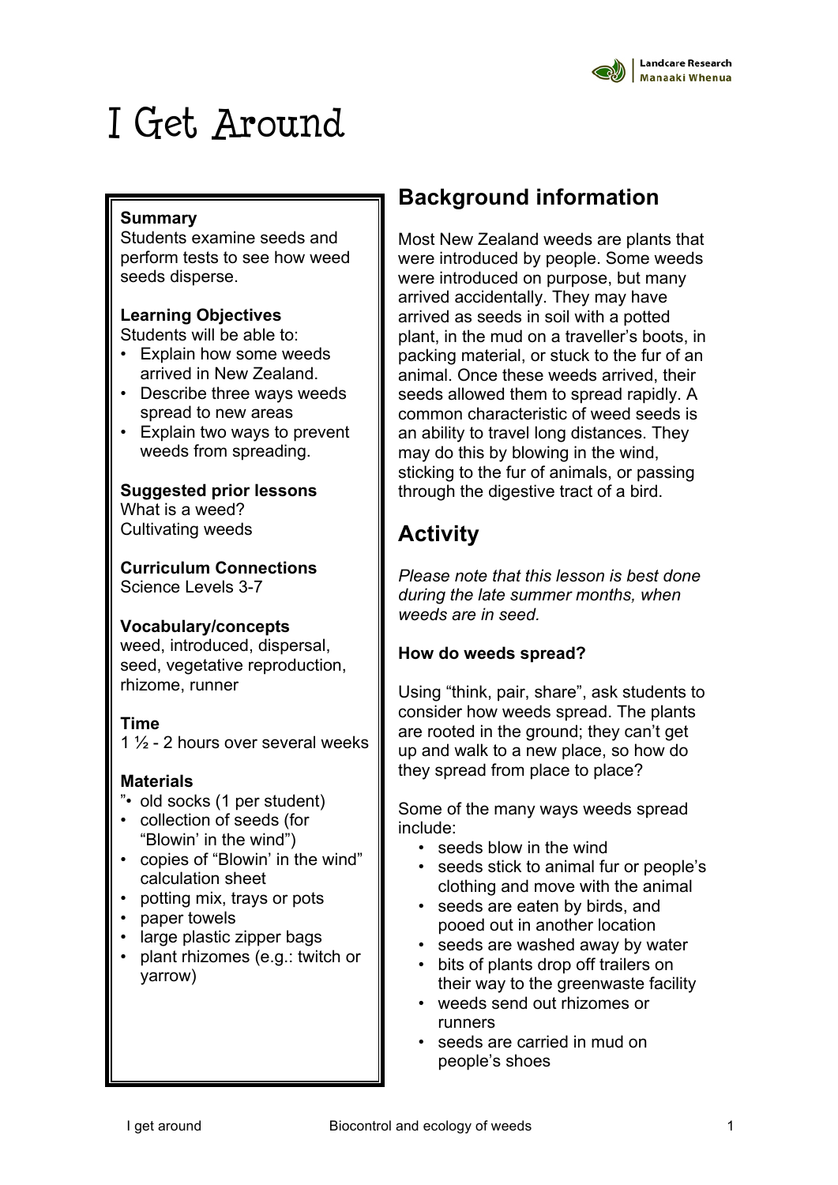# I Get Around

**Summary**
Students examine seeds and perform tests to see how weed seeds disperse.

**Learning Objectives**
Students will be able to:

- Explain how some weeds arrived in New Zealand.
- Describe three ways weeds spread to new areas
- Explain two ways to prevent weeds from spreading.

**Suggested prior lessons**
What is a weed?
Cultivating weeds

**Curriculum Connections**
Science Levels 3-7

**Vocabulary/concepts**
weed, introduced, dispersal, seed, vegetative reproduction, rhizome, runner

**Time**
1 ½ - 2 hours over several weeks

**Materials**

- old socks (1 per student)
- collection of seeds (for "Blowin' in the wind")
- copies of "Blowin' in the wind" calculation sheet
- potting mix, trays or pots
- paper towels
- large plastic zipper bags
- plant rhizomes (e.g.: twitch or yarrow)

## Background information

Most New Zealand weeds are plants that were introduced by people. Some weeds were introduced on purpose, but many arrived accidentally. They may have arrived as seeds in soil with a potted plant, in the mud on a traveller's boots, in packing material, or stuck to the fur of an animal. Once these weeds arrived, their seeds allowed them to spread rapidly. A common characteristic of weed seeds is an ability to travel long distances. They may do this by blowing in the wind, sticking to the fur of animals, or passing through the digestive tract of a bird.

## Activity

*Please note that this lesson is best done during the late summer months, when weeds are in seed.*

**How do weeds spread?**

Using "think, pair, share", ask students to consider how weeds spread. The plants are rooted in the ground; they can't get up and walk to a new place, so how do they spread from place to place?

Some of the many ways weeds spread include:

- seeds blow in the wind
- seeds stick to animal fur or people's clothing and move with the animal
- seeds are eaten by birds, and pooed out in another location
- seeds are washed away by water
- bits of plants drop off trailers on their way to the greenwaste facility
- weeds send out rhizomes or runners
- seeds are carried in mud on people's shoes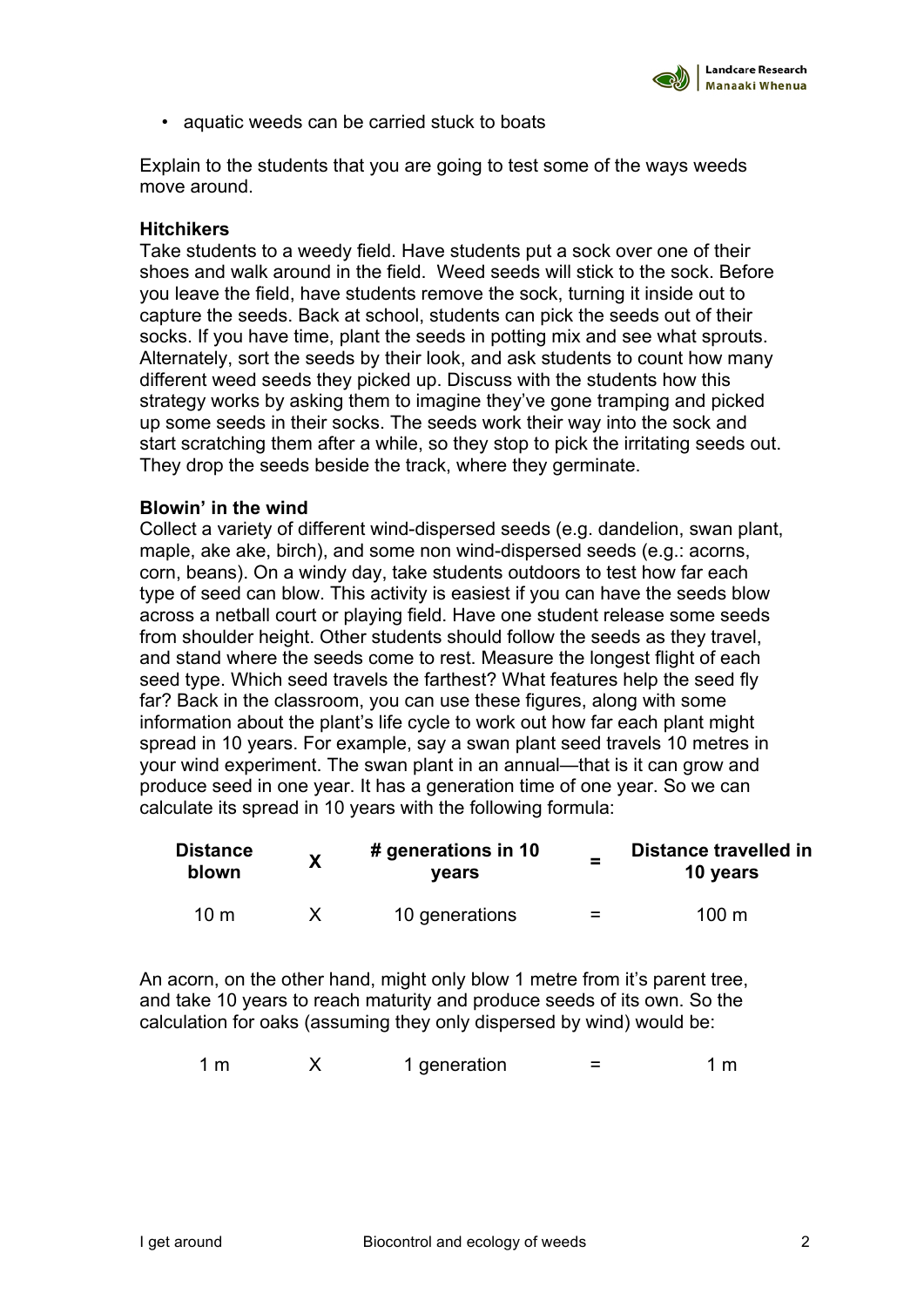• aquatic weeds can be carried stuck to boats

Explain to the students that you are going to test some of the ways weeds move around.

**Hitchikers**

Take students to a weedy field. Have students put a sock over one of their shoes and walk around in the field. Weed seeds will stick to the sock. Before you leave the field, have students remove the sock, turning it inside out to capture the seeds. Back at school, students can pick the seeds out of their socks. If you have time, plant the seeds in potting mix and see what sprouts. Alternately, sort the seeds by their look, and ask students to count how many different weed seeds they picked up. Discuss with the students how this strategy works by asking them to imagine they've gone tramping and picked up some seeds in their socks. The seeds work their way into the sock and start scratching them after a while, so they stop to pick the irritating seeds out. They drop the seeds beside the track, where they germinate.

**Blowin' in the wind**

Collect a variety of different wind-dispersed seeds (e.g. dandelion, swan plant, maple, ake ake, birch), and some non wind-dispersed seeds (e.g.: acorns, corn, beans). On a windy day, take students outdoors to test how far each type of seed can blow. This activity is easiest if you can have the seeds blow across a netball court or playing field. Have one student release some seeds from shoulder height. Other students should follow the seeds as they travel, and stand where the seeds come to rest. Measure the longest flight of each seed type. Which seed travels the farthest? What features help the seed fly far? Back in the classroom, you can use these figures, along with some information about the plant's life cycle to work out how far each plant might spread in 10 years. For example, say a swan plant seed travels 10 metres in your wind experiment. The swan plant in an annual—that is it can grow and produce seed in one year. It has a generation time of one year. So we can calculate its spread in 10 years with the following formula:

| **Distance blown** | **X** | **# generations in 10 years** | **=** | **Distance travelled in 10 years** |
|---|---|---|---|---|
| 10 m | X | 10 generations | = | 100 m |

An acorn, on the other hand, might only blow 1 metre from it's parent tree, and take 10 years to reach maturity and produce seeds of its own. So the calculation for oaks (assuming they only dispersed by wind) would be:

| | | | | |
|---|---|---|---|---|
| 1 m | X | 1 generation | = | 1 m |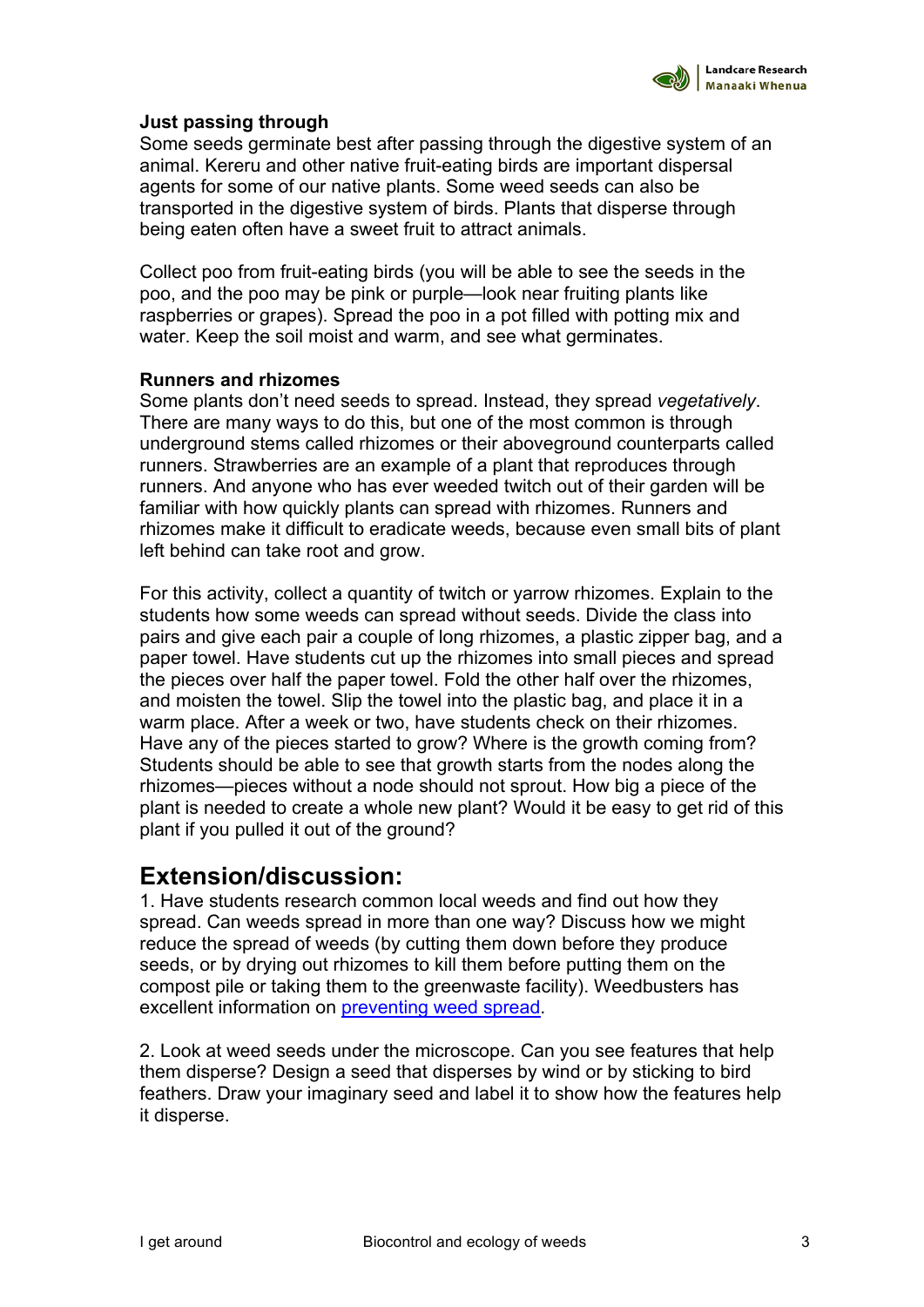### Just passing through

Some seeds germinate best after passing through the digestive system of an animal. Kereru and other native fruit-eating birds are important dispersal agents for some of our native plants. Some weed seeds can also be transported in the digestive system of birds. Plants that disperse through being eaten often have a sweet fruit to attract animals.

Collect poo from fruit-eating birds (you will be able to see the seeds in the poo, and the poo may be pink or purple—look near fruiting plants like raspberries or grapes). Spread the poo in a pot filled with potting mix and water. Keep the soil moist and warm, and see what germinates.

### Runners and rhizomes

Some plants don't need seeds to spread. Instead, they spread *vegetatively*. There are many ways to do this, but one of the most common is through underground stems called rhizomes or their aboveground counterparts called runners. Strawberries are an example of a plant that reproduces through runners. And anyone who has ever weeded twitch out of their garden will be familiar with how quickly plants can spread with rhizomes. Runners and rhizomes make it difficult to eradicate weeds, because even small bits of plant left behind can take root and grow.

For this activity, collect a quantity of twitch or yarrow rhizomes. Explain to the students how some weeds can spread without seeds. Divide the class into pairs and give each pair a couple of long rhizomes, a plastic zipper bag, and a paper towel. Have students cut up the rhizomes into small pieces and spread the pieces over half the paper towel. Fold the other half over the rhizomes, and moisten the towel. Slip the towel into the plastic bag, and place it in a warm place. After a week or two, have students check on their rhizomes. Have any of the pieces started to grow? Where is the growth coming from? Students should be able to see that growth starts from the nodes along the rhizomes—pieces without a node should not sprout. How big a piece of the plant is needed to create a whole new plant? Would it be easy to get rid of this plant if you pulled it out of the ground?

## Extension/discussion:

1. Have students research common local weeds and find out how they spread. Can weeds spread in more than one way? Discuss how we might reduce the spread of weeds (by cutting them down before they produce seeds, or by drying out rhizomes to kill them before putting them on the compost pile or taking them to the greenwaste facility). Weedbusters has excellent information on [preventing weed spread](#).

2. Look at weed seeds under the microscope. Can you see features that help them disperse? Design a seed that disperses by wind or by sticking to bird feathers. Draw your imaginary seed and label it to show how the features help it disperse.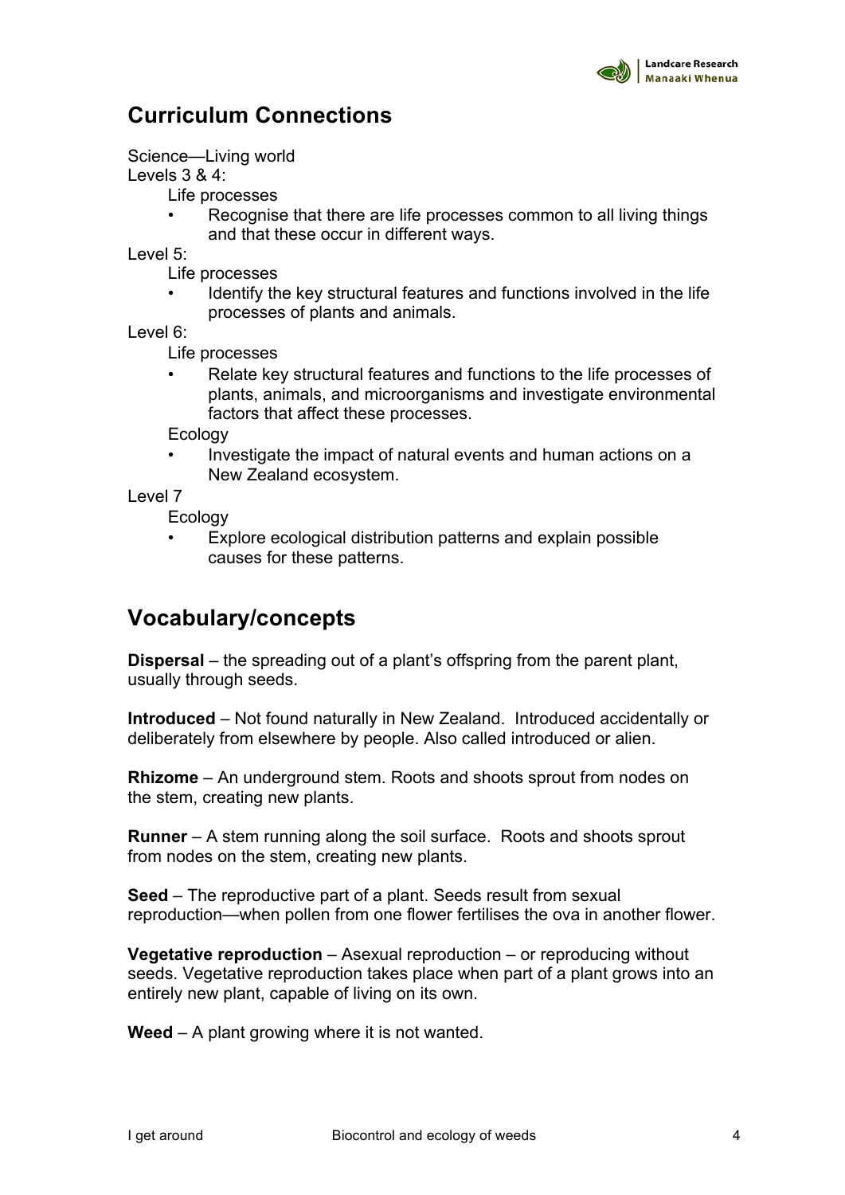## Curriculum Connections

Science—Living world

Levels 3 & 4:

Life processes

- Recognise that there are life processes common to all living things and that these occur in different ways.

Level 5:

Life processes

- Identify the key structural features and functions involved in the life processes of plants and animals.

Level 6:

Life processes

- Relate key structural features and functions to the life processes of plants, animals, and microorganisms and investigate environmental factors that affect these processes.

Ecology

- Investigate the impact of natural events and human actions on a New Zealand ecosystem.

Level 7

Ecology

- Explore ecological distribution patterns and explain possible causes for these patterns.

## Vocabulary/concepts

**Dispersal** – the spreading out of a plant's offspring from the parent plant, usually through seeds.

**Introduced** – Not found naturally in New Zealand. Introduced accidentally or deliberately from elsewhere by people. Also called introduced or alien.

**Rhizome** – An underground stem. Roots and shoots sprout from nodes on the stem, creating new plants.

**Runner** – A stem running along the soil surface. Roots and shoots sprout from nodes on the stem, creating new plants.

**Seed** – The reproductive part of a plant. Seeds result from sexual reproduction—when pollen from one flower fertilises the ova in another flower.

**Vegetative reproduction** – Asexual reproduction – or reproducing without seeds. Vegetative reproduction takes place when part of a plant grows into an entirely new plant, capable of living on its own.

**Weed** – A plant growing where it is not wanted.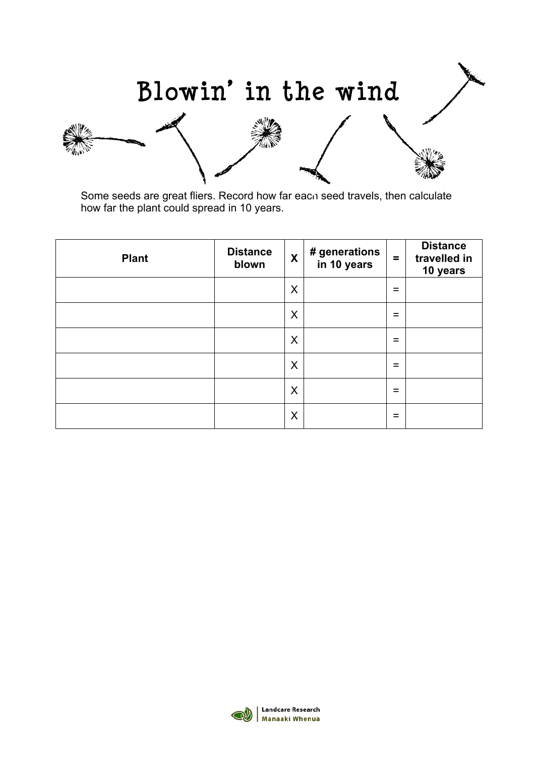# Blowin' in the wind

Some seeds are great fliers. Record how far each seed travels, then calculate how far the plant could spread in 10 years.

| Plant | Distance blown | X | # generations in 10 years | = | Distance travelled in 10 years |
|---|---|---|---|---|---|
| | | X | | = | |
| | | X | | = | |
| | | X | | = | |
| | | X | | = | |
| | | X | | = | |
| | | X | | = | |